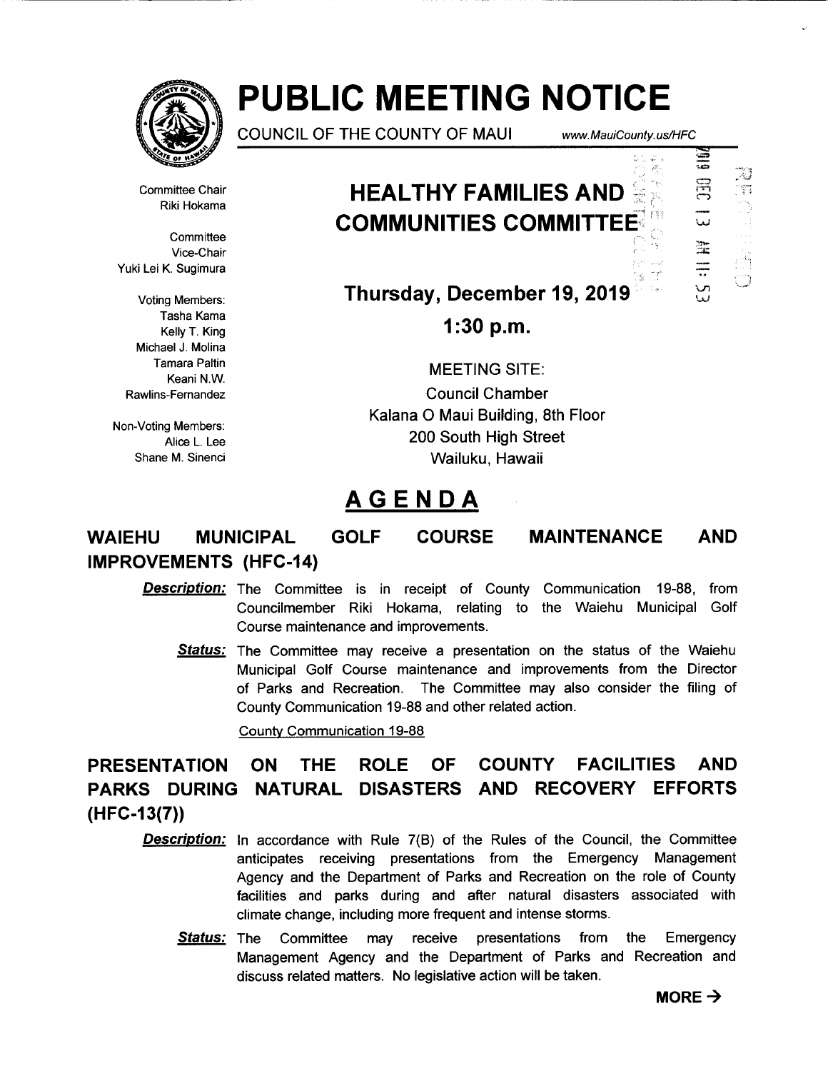# PUBLIC MEETING NOTICE

COUNCIL OF THE COUNTY OF MAUI www.MauiCounty.us/HFC

Committee Chair
Riki Hokama

Committee
Vice-Chair
Yuki Lei K. Sugimura

Voting Members:
Tasha Kama
Kelly T. King
Michael J. Molina
Tamara Paltin
Keani N.W.
Rawlins-Fernandez

Non-Voting Members:
Alice L. Lee
Shane M. Sinenci

## HEALTHY FAMILIES AND COMMUNITIES COMMITTEE

**Thursday, December 19, 2019**

**1:30 p.m.**

MEETING SITE:
Council Chamber
Kalana O Maui Building, 8th Floor
200 South High Street
Wailuku, Hawaii

## AGENDA

### WAIEHU MUNICIPAL GOLF COURSE MAINTENANCE AND IMPROVEMENTS (HFC-14)

***Description:*** The Committee is in receipt of County Communication 19-88, from Councilmember Riki Hokama, relating to the Waiehu Municipal Golf Course maintenance and improvements.

***Status:*** The Committee may receive a presentation on the status of the Waiehu Municipal Golf Course maintenance and improvements from the Director of Parks and Recreation. The Committee may also consider the filing of County Communication 19-88 and other related action.

County Communication 19-88

### PRESENTATION ON THE ROLE OF COUNTY FACILITIES AND PARKS DURING NATURAL DISASTERS AND RECOVERY EFFORTS (HFC-13(7))

***Description:*** In accordance with Rule 7(B) of the Rules of the Council, the Committee anticipates receiving presentations from the Emergency Management Agency and the Department of Parks and Recreation on the role of County facilities and parks during and after natural disasters associated with climate change, including more frequent and intense storms.

***Status:*** The Committee may receive presentations from the Emergency Management Agency and the Department of Parks and Recreation and discuss related matters. No legislative action will be taken.

**MORE →**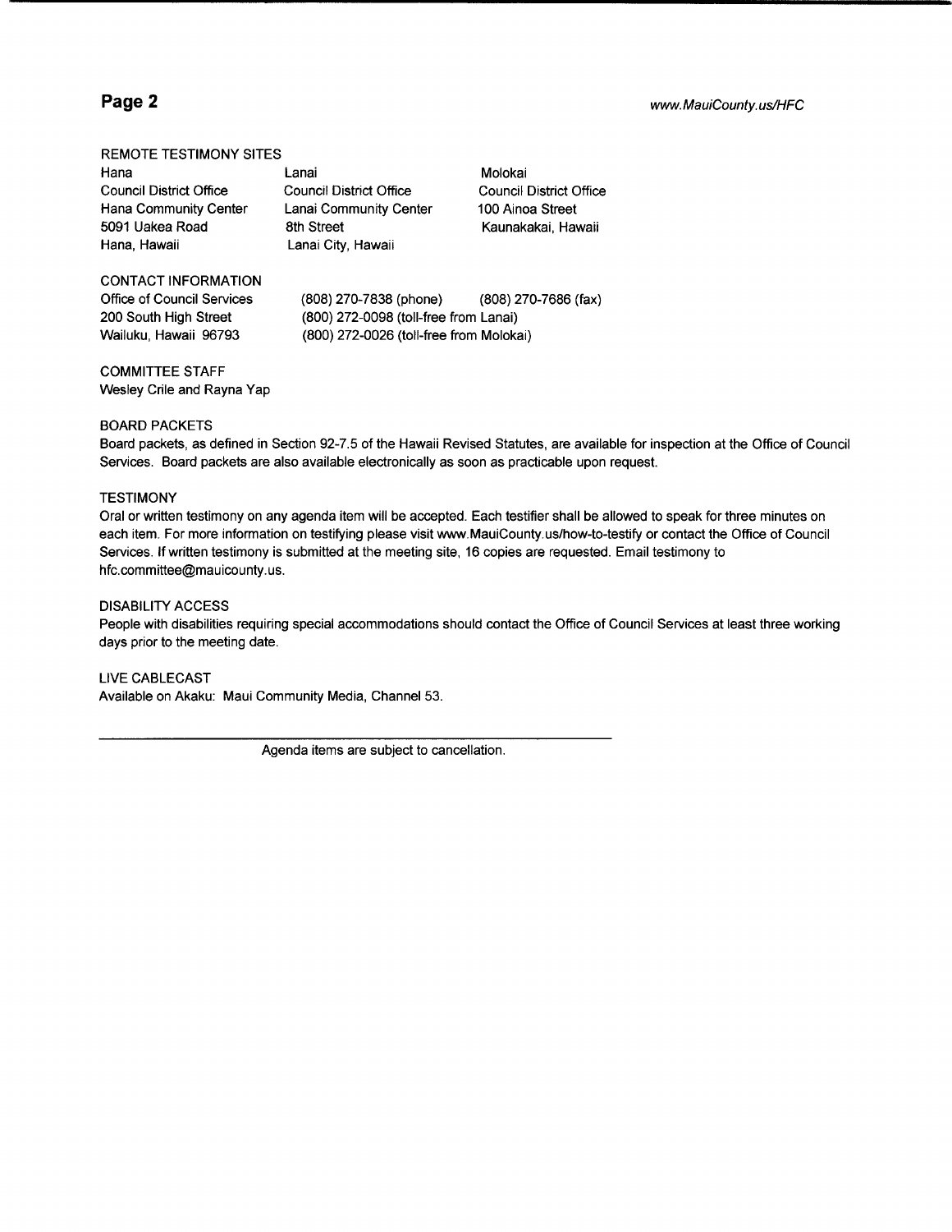## REMOTE TESTIMONY SITES

| Hana | Lanai | Molokai |
| --- | --- | --- |
| Council District Office | Council District Office | Council District Office |
| Hana Community Center | Lanai Community Center | 100 Ainoa Street |
| 5091 Uakea Road | 8th Street | Kaunakakai, Hawaii |
| Hana, Hawaii | Lanai City, Hawaii | |

## CONTACT INFORMATION

| | | |
| --- | --- | --- |
| Office of Council Services | (808) 270-7838 (phone) | (808) 270-7686 (fax) |
| 200 South High Street | (800) 272-0098 (toll-free from Lanai) | |
| Wailuku, Hawaii 96793 | (800) 272-0026 (toll-free from Molokai) | |

## COMMITTEE STAFF

Wesley Crile and Rayna Yap

## BOARD PACKETS

Board packets, as defined in Section 92-7.5 of the Hawaii Revised Statutes, are available for inspection at the Office of Council Services. Board packets are also available electronically as soon as practicable upon request.

## TESTIMONY

Oral or written testimony on any agenda item will be accepted. Each testifier shall be allowed to speak for three minutes on each item. For more information on testifying please visit www.MauiCounty.us/how-to-testify or contact the Office of Council Services. If written testimony is submitted at the meeting site, 16 copies are requested. Email testimony to hfc.committee@mauicounty.us.

## DISABILITY ACCESS

People with disabilities requiring special accommodations should contact the Office of Council Services at least three working days prior to the meeting date.

## LIVE CABLECAST

Available on Akaku: Maui Community Media, Channel 53.

---

Agenda items are subject to cancellation.